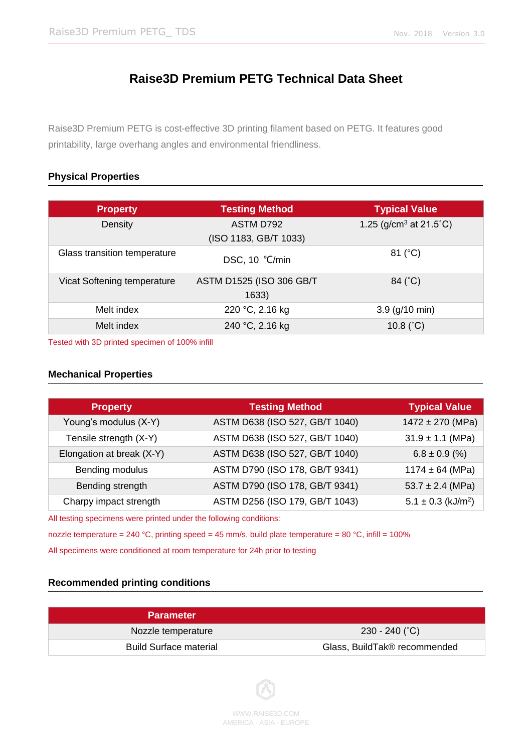# Raise3D Premium PETG Technical Data Sheet

Raise3D Premium PETG is cost-effective 3D printing filament based on PETG. It features good printability, large overhang angles and environmental friendliness.

## Physical Properties

| Property | Testing Method | Typical Value |
|---|---|---|
| Density | ASTM D792 (ISO 1183, GB/T 1033) | 1.25 (g/cm$^3$ at 21.5˚C) |
| Glass transition temperature | DSC, 10 ℃/min | 81 (°C) |
| Vicat Softening temperature | ASTM D1525 (ISO 306 GB/T 1633) | 84 (˚C) |
| Melt index | 220 °C, 2.16 kg | 3.9 (g/10 min) |
| Melt index | 240 °C, 2.16 kg | 10.8 (˚C) |

Tested with 3D printed specimen of 100% infill

## Mechanical Properties

| Property | Testing Method | Typical Value |
|---|---|---|
| Young's modulus (X-Y) | ASTM D638 (ISO 527, GB/T 1040) | 1472 ± 270 (MPa) |
| Tensile strength (X-Y) | ASTM D638 (ISO 527, GB/T 1040) | 31.9 ± 1.1 (MPa) |
| Elongation at break (X-Y) | ASTM D638 (ISO 527, GB/T 1040) | 6.8 ± 0.9 (%) |
| Bending modulus | ASTM D790 (ISO 178, GB/T 9341) | 1174 ± 64 (MPa) |
| Bending strength | ASTM D790 (ISO 178, GB/T 9341) | 53.7 ± 2.4 (MPa) |
| Charpy impact strength | ASTM D256 (ISO 179, GB/T 1043) | 5.1 ± 0.3 (kJ/m$^2$) |

All testing specimens were printed under the following conditions:

nozzle temperature = 240 °C, printing speed = 45 mm/s, build plate temperature = 80 °C, infill = 100%

All specimens were conditioned at room temperature for 24h prior to testing

## Recommended printing conditions

| Parameter | |
|---|---|
| Nozzle temperature | 230 - 240 (˚C) |
| Build Surface material | Glass, BuildTak® recommended |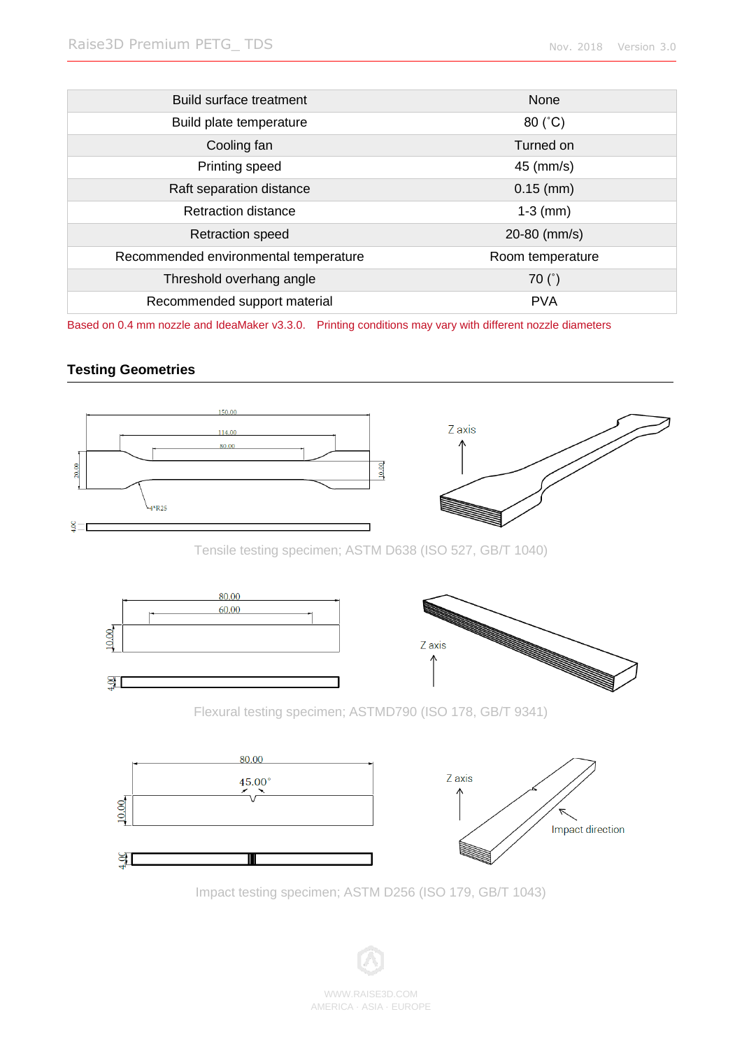| Build surface treatment | None |
|---|---|
| Build plate temperature | 80 (˚C) |
| Cooling fan | Turned on |
| Printing speed | 45 (mm/s) |
| Raft separation distance | 0.15 (mm) |
| Retraction distance | 1-3 (mm) |
| Retraction speed | 20-80 (mm/s) |
| Recommended environmental temperature | Room temperature |
| Threshold overhang angle | 70 (˚) |
| Recommended support material | PVA |

Based on 0.4 mm nozzle and IdeaMaker v3.3.0.  Printing conditions may vary with different nozzle diameters

## Testing Geometries

Tensile testing specimen; ASTM D638 (ISO 527, GB/T 1040)

Flexural testing specimen; ASTMD790 (ISO 178, GB/T 9341)

Impact testing specimen; ASTM D256 (ISO 179, GB/T 1043)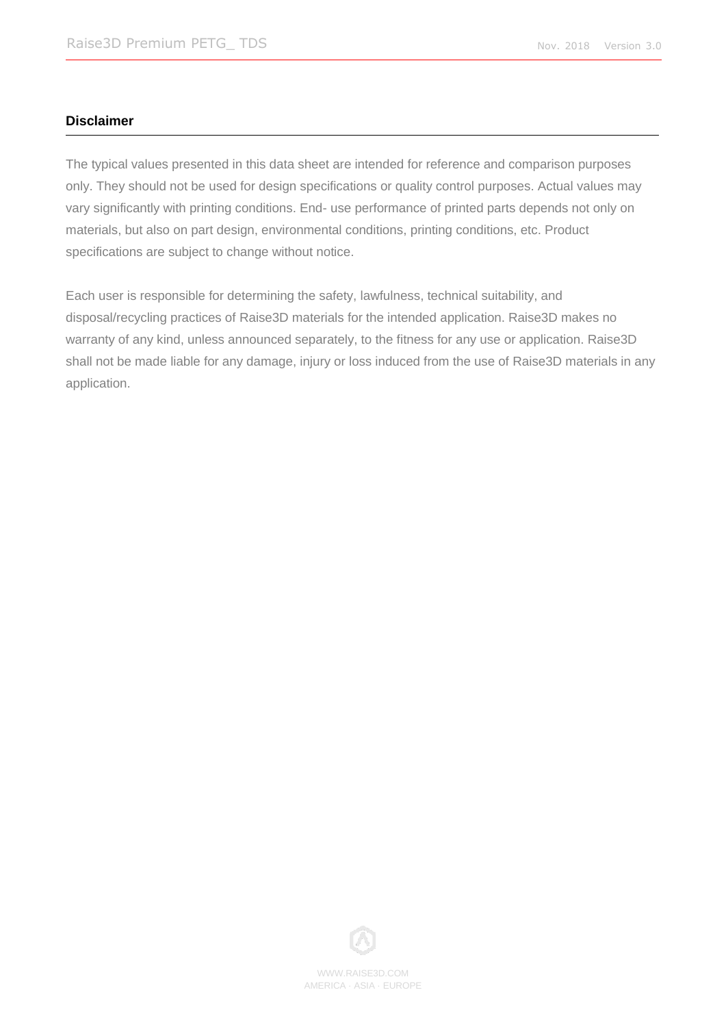## Disclaimer

The typical values presented in this data sheet are intended for reference and comparison purposes only. They should not be used for design specifications or quality control purposes. Actual values may vary significantly with printing conditions. End- use performance of printed parts depends not only on materials, but also on part design, environmental conditions, printing conditions, etc. Product specifications are subject to change without notice.

Each user is responsible for determining the safety, lawfulness, technical suitability, and disposal/recycling practices of Raise3D materials for the intended application. Raise3D makes no warranty of any kind, unless announced separately, to the fitness for any use or application. Raise3D shall not be made liable for any damage, injury or loss induced from the use of Raise3D materials in any application.